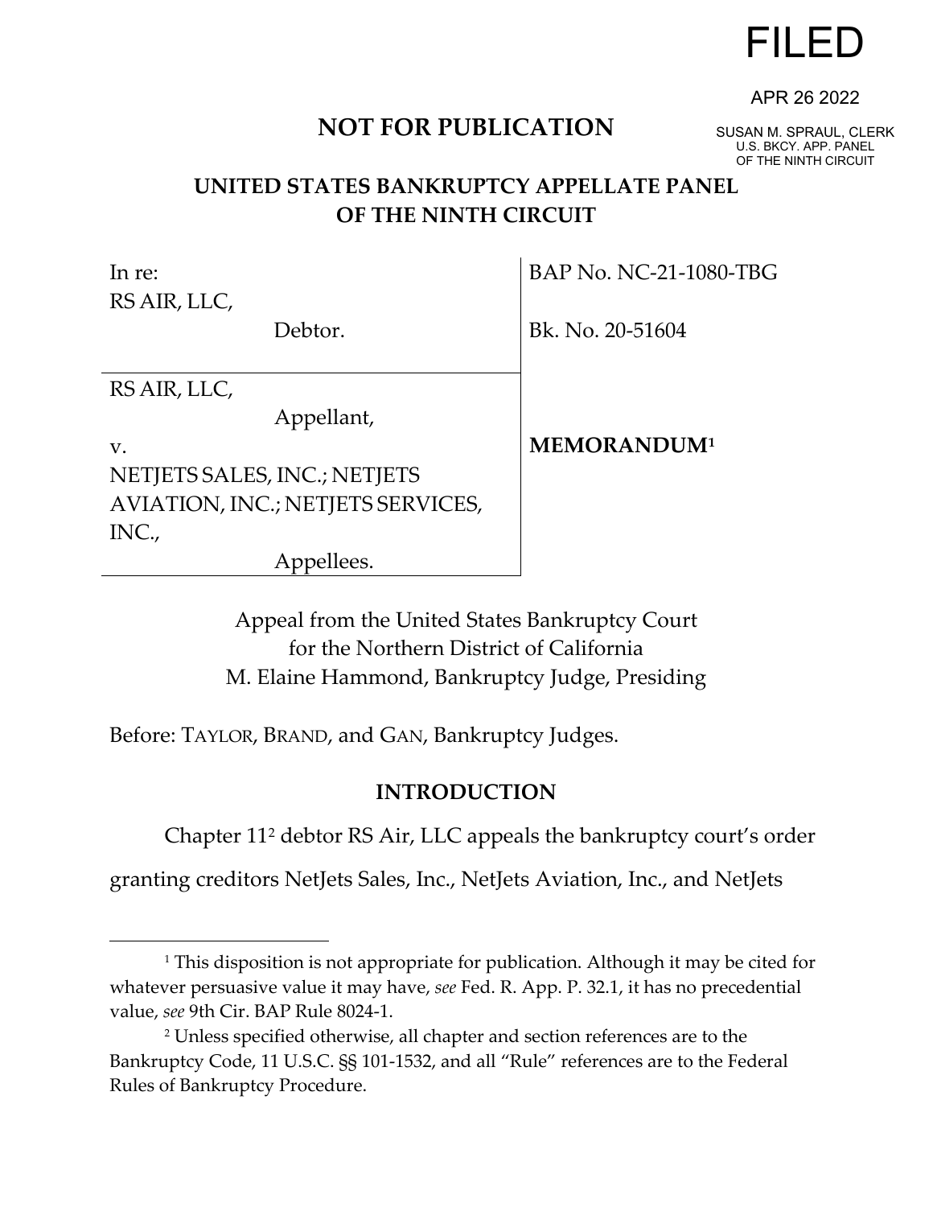FILED

APR 26 2022

SUSAN M. SPRAUL, CLERK
U.S. BKCY. APP. PANEL
OF THE NINTH CIRCUIT

**NOT FOR PUBLICATION**

# UNITED STATES BANKRUPTCY APPELLATE PANEL OF THE NINTH CIRCUIT

| | |
|---|---|
| In re:<br>RS AIR, LLC,<br>Debtor. | BAP No. NC-21-1080-TBG<br><br>Bk. No. 20-51604 |
| RS AIR, LLC,<br>Appellant,<br>v.<br>NETJETS SALES, INC.; NETJETS AVIATION, INC.; NETJETS SERVICES, INC.,<br>Appellees. | **MEMORANDUM**[1] |

Appeal from the United States Bankruptcy Court
for the Northern District of California
M. Elaine Hammond, Bankruptcy Judge, Presiding

Before: TAYLOR, BRAND, and GAN, Bankruptcy Judges.

## INTRODUCTION

Chapter 11[2] debtor RS Air, LLC appeals the bankruptcy court's order granting creditors NetJets Sales, Inc., NetJets Aviation, Inc., and NetJets

---

[1] This disposition is not appropriate for publication. Although it may be cited for whatever persuasive value it may have, *see* Fed. R. App. P. 32.1, it has no precedential value, *see* 9th Cir. BAP Rule 8024-1.

[2] Unless specified otherwise, all chapter and section references are to the Bankruptcy Code, 11 U.S.C. §§ 101-1532, and all "Rule" references are to the Federal Rules of Bankruptcy Procedure.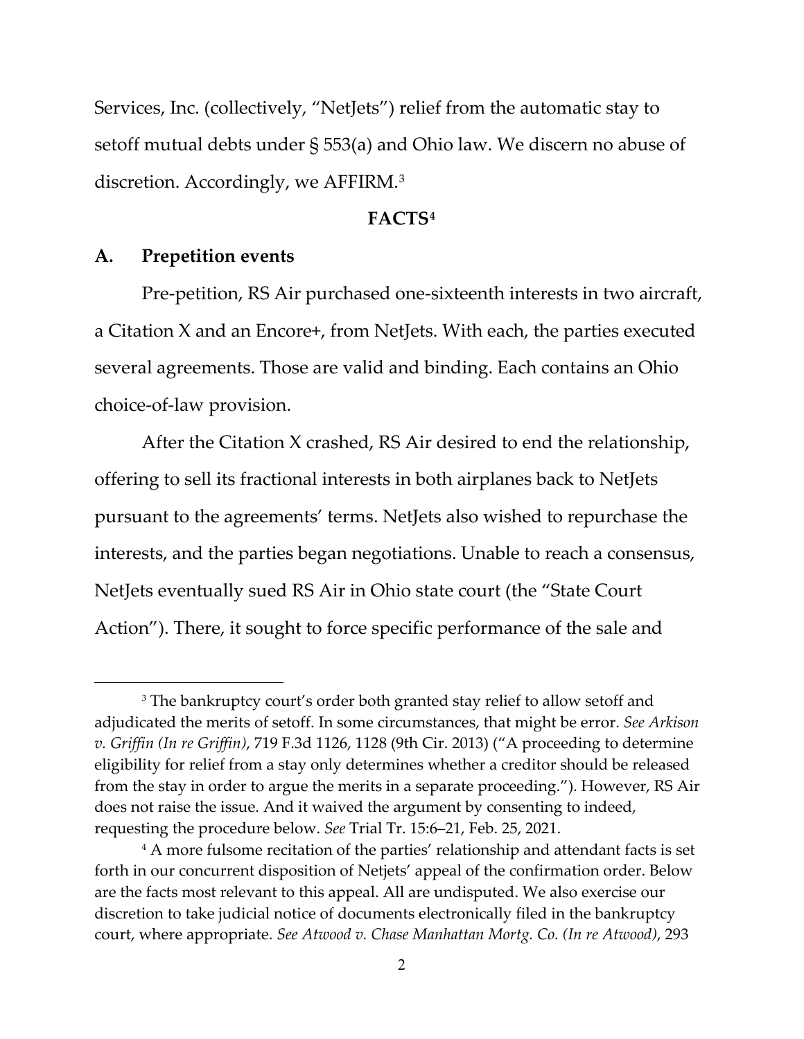Services, Inc. (collectively, "NetJets") relief from the automatic stay to setoff mutual debts under § 553(a) and Ohio law. We discern no abuse of discretion. Accordingly, we AFFIRM.[3]

## FACTS[4]

### A. Prepetition events

Pre-petition, RS Air purchased one-sixteenth interests in two aircraft, a Citation X and an Encore+, from NetJets. With each, the parties executed several agreements. Those are valid and binding. Each contains an Ohio choice-of-law provision.

After the Citation X crashed, RS Air desired to end the relationship, offering to sell its fractional interests in both airplanes back to NetJets pursuant to the agreements' terms. NetJets also wished to repurchase the interests, and the parties began negotiations. Unable to reach a consensus, NetJets eventually sued RS Air in Ohio state court (the "State Court Action"). There, it sought to force specific performance of the sale and

---

[3] The bankruptcy court's order both granted stay relief to allow setoff and adjudicated the merits of setoff. In some circumstances, that might be error. *See Arkison v. Griffin (In re Griffin)*, 719 F.3d 1126, 1128 (9th Cir. 2013) ("A proceeding to determine eligibility for relief from a stay only determines whether a creditor should be released from the stay in order to argue the merits in a separate proceeding."). However, RS Air does not raise the issue. And it waived the argument by consenting to indeed, requesting the procedure below. *See* Trial Tr. 15:6–21, Feb. 25, 2021.

[4] A more fulsome recitation of the parties' relationship and attendant facts is set forth in our concurrent disposition of Netjets' appeal of the confirmation order. Below are the facts most relevant to this appeal. All are undisputed. We also exercise our discretion to take judicial notice of documents electronically filed in the bankruptcy court, where appropriate. *See Atwood v. Chase Manhattan Mortg. Co. (In re Atwood)*, 293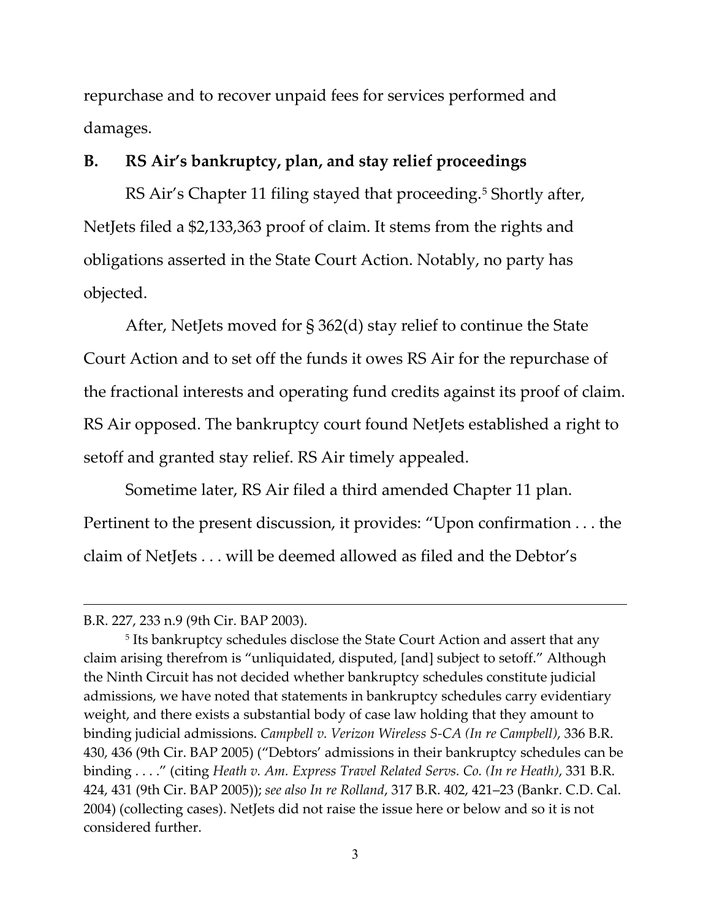repurchase and to recover unpaid fees for services performed and damages.

### B. RS Air's bankruptcy, plan, and stay relief proceedings

RS Air's Chapter 11 filing stayed that proceeding.[5] Shortly after, NetJets filed a $2,133,363 proof of claim. It stems from the rights and obligations asserted in the State Court Action. Notably, no party has objected.

After, NetJets moved for § 362(d) stay relief to continue the State Court Action and to set off the funds it owes RS Air for the repurchase of the fractional interests and operating fund credits against its proof of claim. RS Air opposed. The bankruptcy court found NetJets established a right to setoff and granted stay relief. RS Air timely appealed.

Sometime later, RS Air filed a third amended Chapter 11 plan. Pertinent to the present discussion, it provides: "Upon confirmation . . . the claim of NetJets . . . will be deemed allowed as filed and the Debtor's

---

B.R. 227, 233 n.9 (9th Cir. BAP 2003).

[5] Its bankruptcy schedules disclose the State Court Action and assert that any claim arising therefrom is "unliquidated, disputed, [and] subject to setoff." Although the Ninth Circuit has not decided whether bankruptcy schedules constitute judicial admissions, we have noted that statements in bankruptcy schedules carry evidentiary weight, and there exists a substantial body of case law holding that they amount to binding judicial admissions. *Campbell v. Verizon Wireless S-CA (In re Campbell)*, 336 B.R. 430, 436 (9th Cir. BAP 2005) ("Debtors' admissions in their bankruptcy schedules can be binding . . . ." (citing *Heath v. Am. Express Travel Related Servs. Co. (In re Heath)*, 331 B.R. 424, 431 (9th Cir. BAP 2005)); *see also In re Rolland*, 317 B.R. 402, 421–23 (Bankr. C.D. Cal. 2004) (collecting cases). NetJets did not raise the issue here or below and so it is not considered further.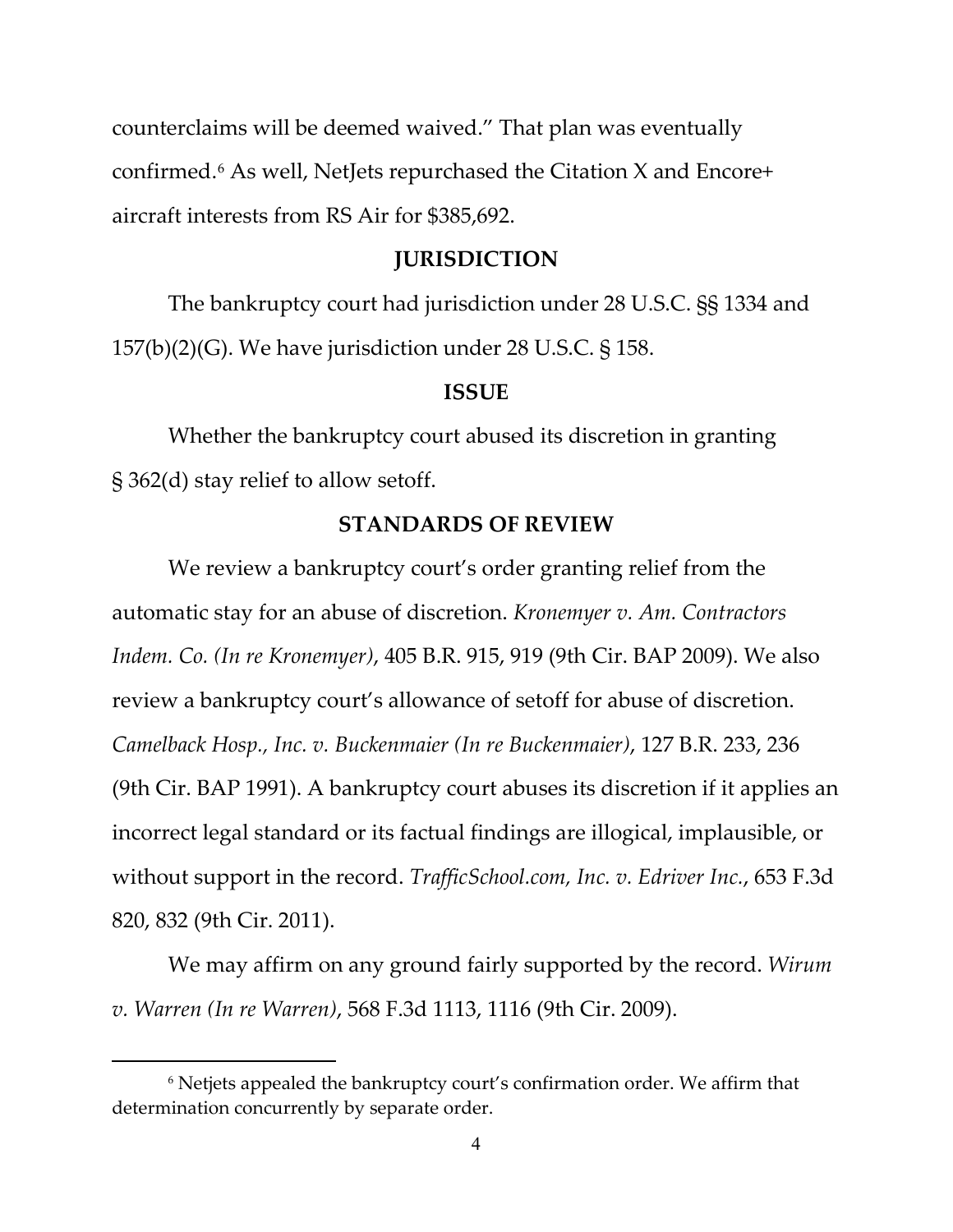counterclaims will be deemed waived." That plan was eventually confirmed.[6] As well, NetJets repurchased the Citation X and Encore+ aircraft interests from RS Air for $385,692.

## JURISDICTION

The bankruptcy court had jurisdiction under 28 U.S.C. §§ 1334 and 157(b)(2)(G). We have jurisdiction under 28 U.S.C. § 158.

## ISSUE

Whether the bankruptcy court abused its discretion in granting § 362(d) stay relief to allow setoff.

## STANDARDS OF REVIEW

We review a bankruptcy court's order granting relief from the automatic stay for an abuse of discretion. *Kronemyer v. Am. Contractors Indem. Co. (In re Kronemyer)*, 405 B.R. 915, 919 (9th Cir. BAP 2009). We also review a bankruptcy court's allowance of setoff for abuse of discretion. *Camelback Hosp., Inc. v. Buckenmaier (In re Buckenmaier)*, 127 B.R. 233, 236 (9th Cir. BAP 1991). A bankruptcy court abuses its discretion if it applies an incorrect legal standard or its factual findings are illogical, implausible, or without support in the record. *TrafficSchool.com, Inc. v. Edriver Inc.*, 653 F.3d 820, 832 (9th Cir. 2011).

We may affirm on any ground fairly supported by the record. *Wirum v. Warren (In re Warren)*, 568 F.3d 1113, 1116 (9th Cir. 2009).

---

[6] Netjets appealed the bankruptcy court's confirmation order. We affirm that determination concurrently by separate order.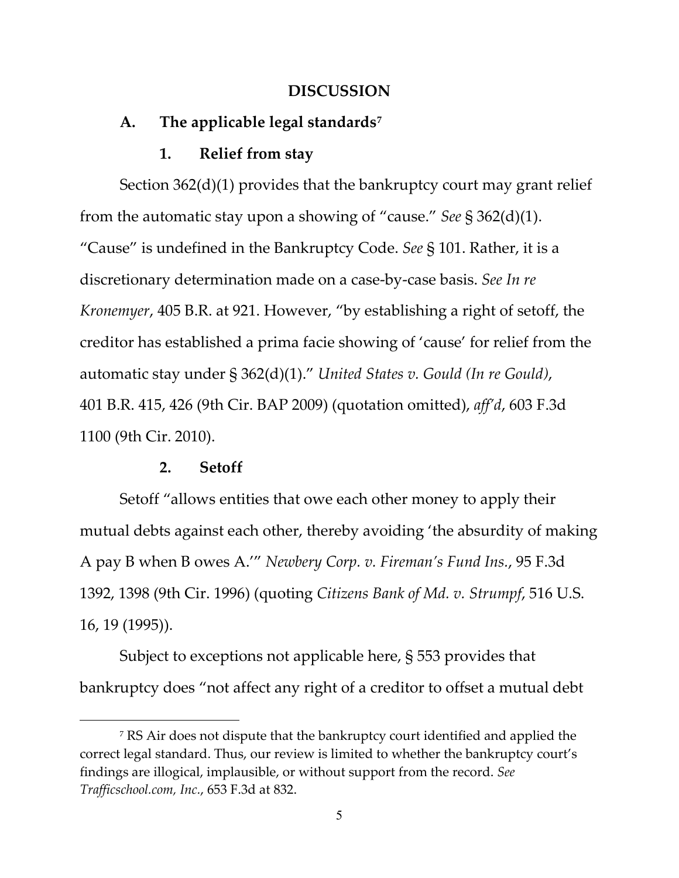## DISCUSSION

### A. The applicable legal standards[7]

#### 1. Relief from stay

Section 362(d)(1) provides that the bankruptcy court may grant relief from the automatic stay upon a showing of "cause." *See* § 362(d)(1). "Cause" is undefined in the Bankruptcy Code. *See* § 101. Rather, it is a discretionary determination made on a case-by-case basis. *See In re Kronemyer*, 405 B.R. at 921. However, "by establishing a right of setoff, the creditor has established a prima facie showing of 'cause' for relief from the automatic stay under § 362(d)(1)." *United States v. Gould (In re Gould)*, 401 B.R. 415, 426 (9th Cir. BAP 2009) (quotation omitted), *aff'd*, 603 F.3d 1100 (9th Cir. 2010).

#### 2. Setoff

Setoff "allows entities that owe each other money to apply their mutual debts against each other, thereby avoiding 'the absurdity of making A pay B when B owes A.'" *Newbery Corp. v. Fireman's Fund Ins.*, 95 F.3d 1392, 1398 (9th Cir. 1996) (quoting *Citizens Bank of Md. v. Strumpf*, 516 U.S. 16, 19 (1995)).

Subject to exceptions not applicable here, § 553 provides that bankruptcy does "not affect any right of a creditor to offset a mutual debt

---

[7] RS Air does not dispute that the bankruptcy court identified and applied the correct legal standard. Thus, our review is limited to whether the bankruptcy court's findings are illogical, implausible, or without support from the record. *See Trafficschool.com, Inc.*, 653 F.3d at 832.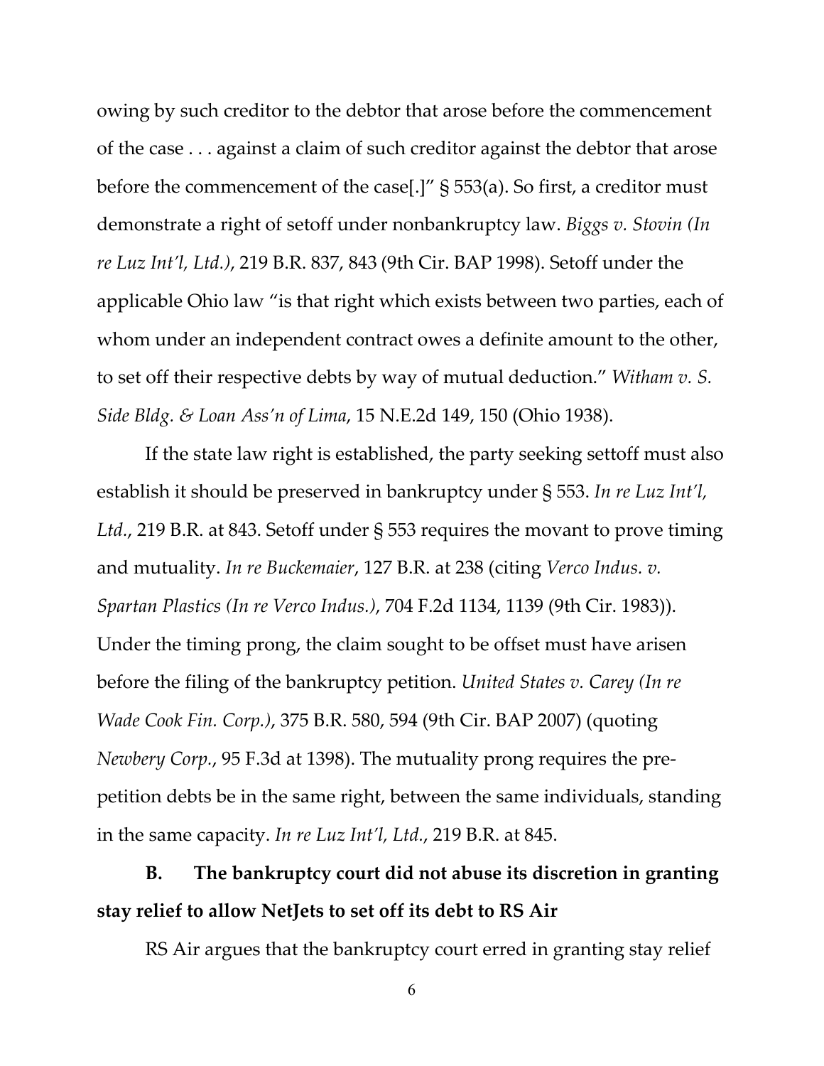owing by such creditor to the debtor that arose before the commencement of the case . . . against a claim of such creditor against the debtor that arose before the commencement of the case[.]" § 553(a). So first, a creditor must demonstrate a right of setoff under nonbankruptcy law. *Biggs v. Stovin (In re Luz Int'l, Ltd.)*, 219 B.R. 837, 843 (9th Cir. BAP 1998). Setoff under the applicable Ohio law "is that right which exists between two parties, each of whom under an independent contract owes a definite amount to the other, to set off their respective debts by way of mutual deduction." *Witham v. S. Side Bldg. & Loan Ass'n of Lima*, 15 N.E.2d 149, 150 (Ohio 1938).

If the state law right is established, the party seeking settoff must also establish it should be preserved in bankruptcy under § 553. *In re Luz Int'l, Ltd.*, 219 B.R. at 843. Setoff under § 553 requires the movant to prove timing and mutuality. *In re Buckemaier*, 127 B.R. at 238 (citing *Verco Indus. v. Spartan Plastics (In re Verco Indus.)*, 704 F.2d 1134, 1139 (9th Cir. 1983)). Under the timing prong, the claim sought to be offset must have arisen before the filing of the bankruptcy petition. *United States v. Carey (In re Wade Cook Fin. Corp.)*, 375 B.R. 580, 594 (9th Cir. BAP 2007) (quoting *Newbery Corp.*, 95 F.3d at 1398). The mutuality prong requires the pre-petition debts be in the same right, between the same individuals, standing in the same capacity. *In re Luz Int'l, Ltd.*, 219 B.R. at 845.

**B. The bankruptcy court did not abuse its discretion in granting stay relief to allow NetJets to set off its debt to RS Air**

RS Air argues that the bankruptcy court erred in granting stay relief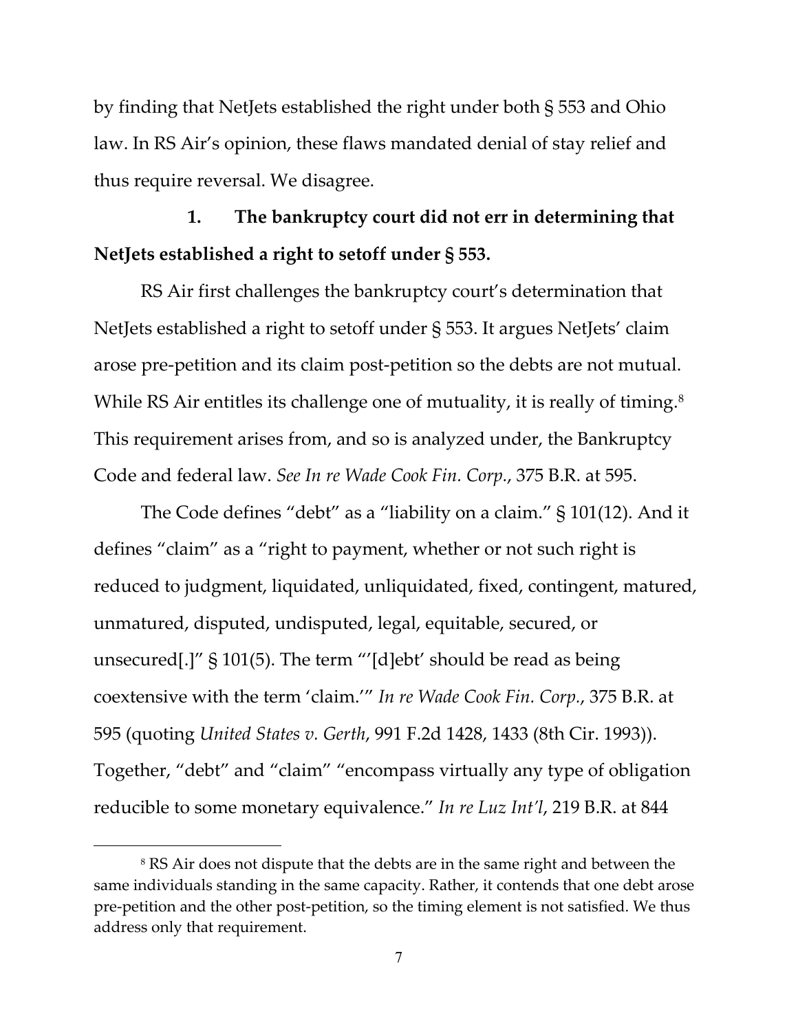by finding that NetJets established the right under both § 553 and Ohio law. In RS Air's opinion, these flaws mandated denial of stay relief and thus require reversal. We disagree.

**1. The bankruptcy court did not err in determining that NetJets established a right to setoff under § 553.**

RS Air first challenges the bankruptcy court's determination that NetJets established a right to setoff under § 553. It argues NetJets' claim arose pre-petition and its claim post-petition so the debts are not mutual. While RS Air entitles its challenge one of mutuality, it is really of timing.[8] This requirement arises from, and so is analyzed under, the Bankruptcy Code and federal law. *See In re Wade Cook Fin. Corp.*, 375 B.R. at 595.

The Code defines "debt" as a "liability on a claim." § 101(12). And it defines "claim" as a "right to payment, whether or not such right is reduced to judgment, liquidated, unliquidated, fixed, contingent, matured, unmatured, disputed, undisputed, legal, equitable, secured, or unsecured[.]" § 101(5). The term "'[d]ebt' should be read as being coextensive with the term 'claim.'" *In re Wade Cook Fin. Corp.*, 375 B.R. at 595 (quoting *United States v. Gerth*, 991 F.2d 1428, 1433 (8th Cir. 1993)). Together, "debt" and "claim" "encompass virtually any type of obligation reducible to some monetary equivalence." *In re Luz Int'l*, 219 B.R. at 844

[8] RS Air does not dispute that the debts are in the same right and between the same individuals standing in the same capacity. Rather, it contends that one debt arose pre-petition and the other post-petition, so the timing element is not satisfied. We thus address only that requirement.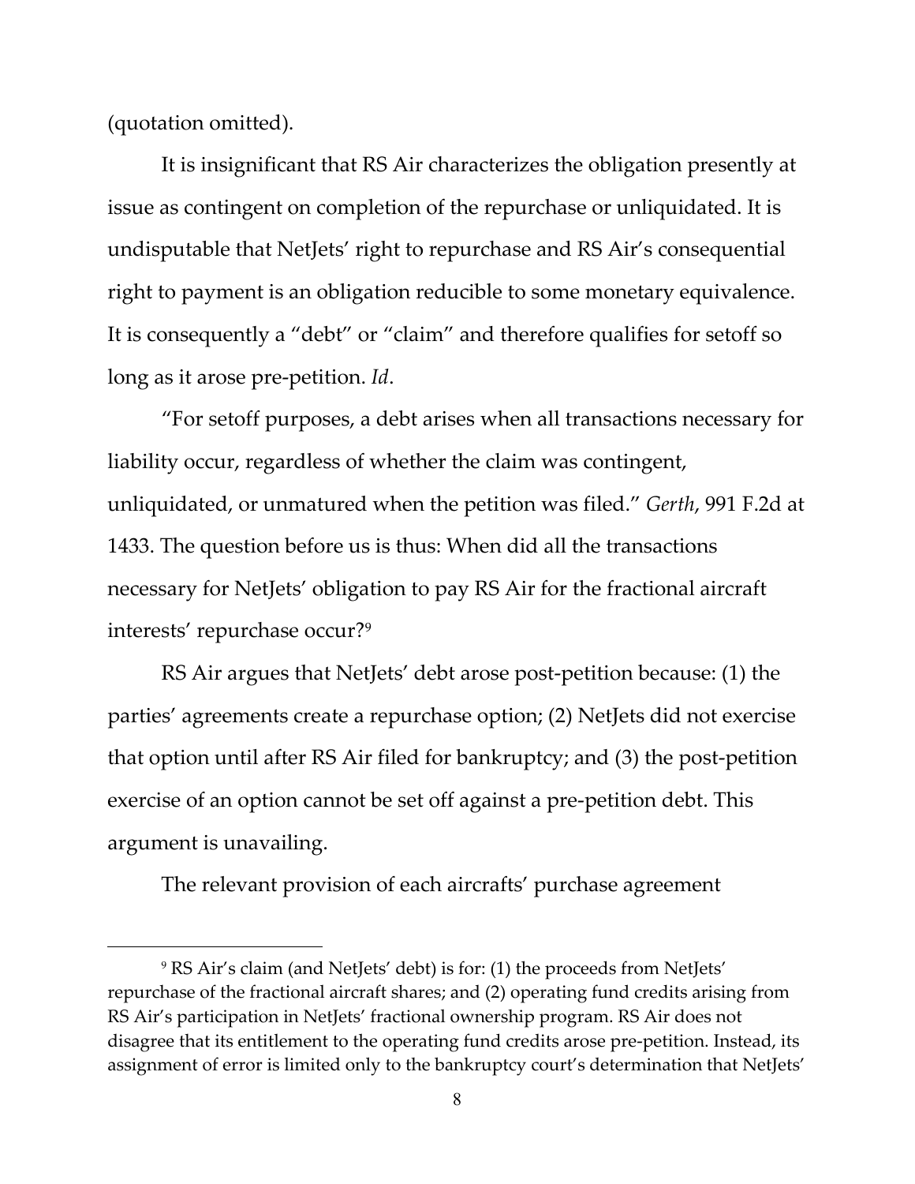(quotation omitted).

It is insignificant that RS Air characterizes the obligation presently at issue as contingent on completion of the repurchase or unliquidated. It is undisputable that NetJets' right to repurchase and RS Air's consequential right to payment is an obligation reducible to some monetary equivalence. It is consequently a "debt" or "claim" and therefore qualifies for setoff so long as it arose pre-petition. *Id*.

"For setoff purposes, a debt arises when all transactions necessary for liability occur, regardless of whether the claim was contingent, unliquidated, or unmatured when the petition was filed." *Gerth*, 991 F.2d at 1433. The question before us is thus: When did all the transactions necessary for NetJets' obligation to pay RS Air for the fractional aircraft interests' repurchase occur?[9]

RS Air argues that NetJets' debt arose post-petition because: (1) the parties' agreements create a repurchase option; (2) NetJets did not exercise that option until after RS Air filed for bankruptcy; and (3) the post-petition exercise of an option cannot be set off against a pre-petition debt. This argument is unavailing.

The relevant provision of each aircrafts' purchase agreement

---

[9] RS Air's claim (and NetJets' debt) is for: (1) the proceeds from NetJets' repurchase of the fractional aircraft shares; and (2) operating fund credits arising from RS Air's participation in NetJets' fractional ownership program. RS Air does not disagree that its entitlement to the operating fund credits arose pre-petition. Instead, its assignment of error is limited only to the bankruptcy court's determination that NetJets'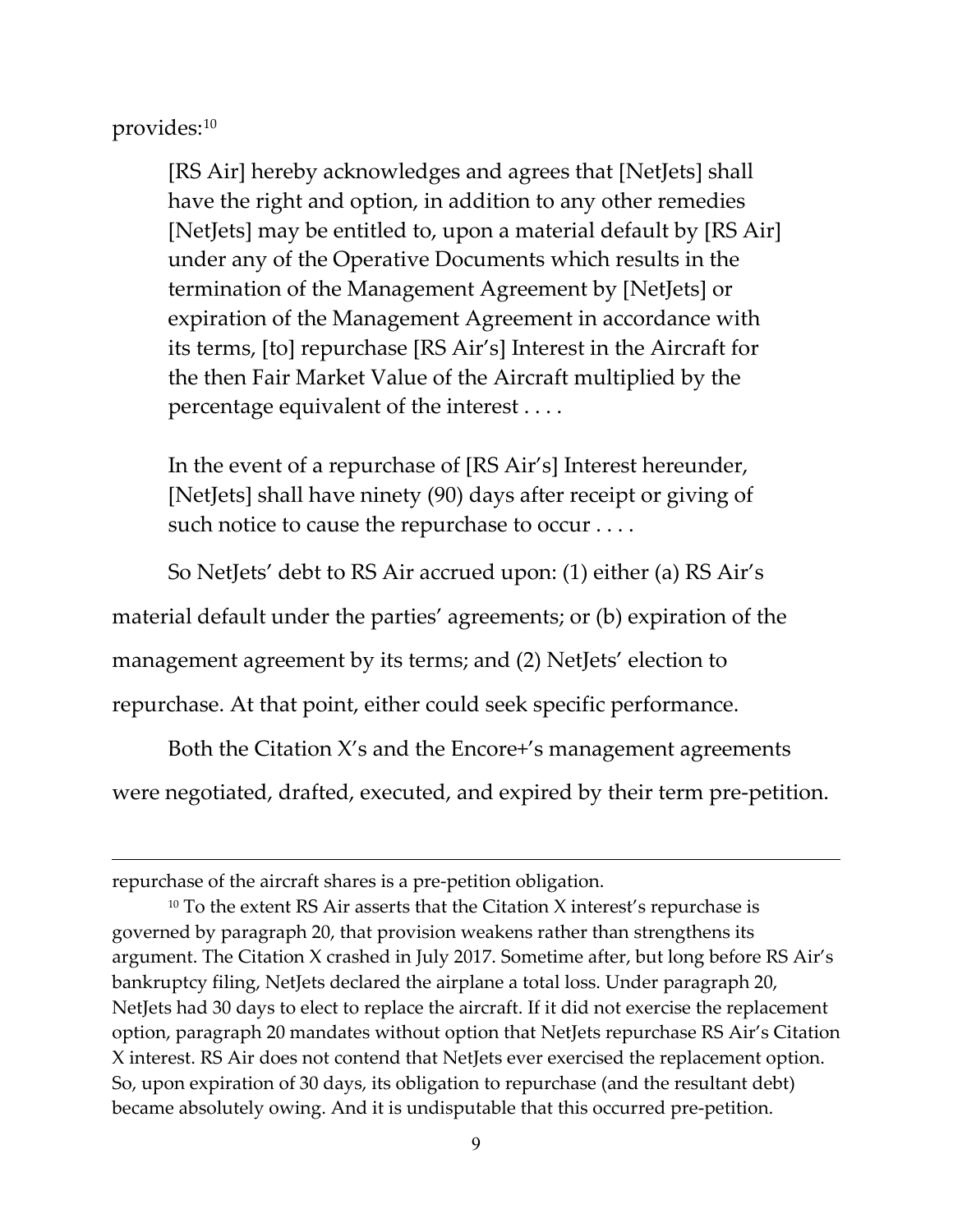provides:[10]

> [RS Air] hereby acknowledges and agrees that [NetJets] shall have the right and option, in addition to any other remedies [NetJets] may be entitled to, upon a material default by [RS Air] under any of the Operative Documents which results in the termination of the Management Agreement by [NetJets] or expiration of the Management Agreement in accordance with its terms, [to] repurchase [RS Air's] Interest in the Aircraft for the then Fair Market Value of the Aircraft multiplied by the percentage equivalent of the interest . . . .
>
> In the event of a repurchase of [RS Air's] Interest hereunder, [NetJets] shall have ninety (90) days after receipt or giving of such notice to cause the repurchase to occur . . . .

So NetJets' debt to RS Air accrued upon: (1) either (a) RS Air's material default under the parties' agreements; or (b) expiration of the management agreement by its terms; and (2) NetJets' election to repurchase. At that point, either could seek specific performance.

Both the Citation X's and the Encore+'s management agreements were negotiated, drafted, executed, and expired by their term pre-petition.

---

repurchase of the aircraft shares is a pre-petition obligation.

[10] To the extent RS Air asserts that the Citation X interest's repurchase is governed by paragraph 20, that provision weakens rather than strengthens its argument. The Citation X crashed in July 2017. Sometime after, but long before RS Air's bankruptcy filing, NetJets declared the airplane a total loss. Under paragraph 20, NetJets had 30 days to elect to replace the aircraft. If it did not exercise the replacement option, paragraph 20 mandates without option that NetJets repurchase RS Air's Citation X interest. RS Air does not contend that NetJets ever exercised the replacement option. So, upon expiration of 30 days, its obligation to repurchase (and the resultant debt) became absolutely owing. And it is undisputable that this occurred pre-petition.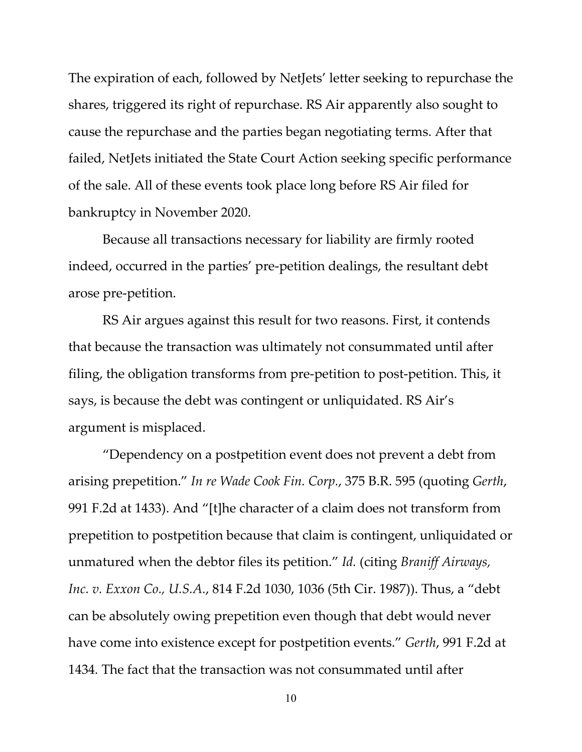The expiration of each, followed by NetJets' letter seeking to repurchase the shares, triggered its right of repurchase. RS Air apparently also sought to cause the repurchase and the parties began negotiating terms. After that failed, NetJets initiated the State Court Action seeking specific performance of the sale. All of these events took place long before RS Air filed for bankruptcy in November 2020.

Because all transactions necessary for liability are firmly rooted indeed, occurred in the parties' pre-petition dealings, the resultant debt arose pre-petition.

RS Air argues against this result for two reasons. First, it contends that because the transaction was ultimately not consummated until after filing, the obligation transforms from pre-petition to post-petition. This, it says, is because the debt was contingent or unliquidated. RS Air's argument is misplaced.

"Dependency on a postpetition event does not prevent a debt from arising prepetition." *In re Wade Cook Fin. Corp.*, 375 B.R. 595 (quoting *Gerth*, 991 F.2d at 1433). And "[t]he character of a claim does not transform from prepetition to postpetition because that claim is contingent, unliquidated or unmatured when the debtor files its petition." *Id.* (citing *Braniff Airways, Inc. v. Exxon Co., U.S.A.*, 814 F.2d 1030, 1036 (5th Cir. 1987)). Thus, a "debt can be absolutely owing prepetition even though that debt would never have come into existence except for postpetition events." *Gerth*, 991 F.2d at 1434. The fact that the transaction was not consummated until after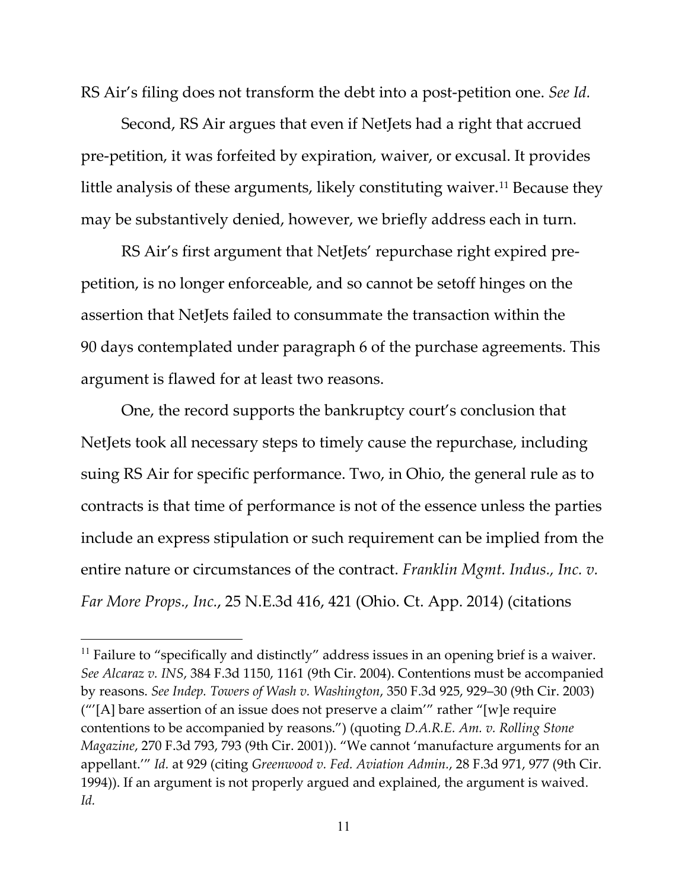RS Air's filing does not transform the debt into a post-petition one. *See Id.*

Second, RS Air argues that even if NetJets had a right that accrued pre-petition, it was forfeited by expiration, waiver, or excusal. It provides little analysis of these arguments, likely constituting waiver.[11] Because they may be substantively denied, however, we briefly address each in turn.

RS Air's first argument that NetJets' repurchase right expired pre-petition, is no longer enforceable, and so cannot be setoff hinges on the assertion that NetJets failed to consummate the transaction within the 90 days contemplated under paragraph 6 of the purchase agreements. This argument is flawed for at least two reasons.

One, the record supports the bankruptcy court's conclusion that NetJets took all necessary steps to timely cause the repurchase, including suing RS Air for specific performance. Two, in Ohio, the general rule as to contracts is that time of performance is not of the essence unless the parties include an express stipulation or such requirement can be implied from the entire nature or circumstances of the contract. *Franklin Mgmt. Indus., Inc. v. Far More Props., Inc.*, 25 N.E.3d 416, 421 (Ohio. Ct. App. 2014) (citations

---

[11] Failure to "specifically and distinctly" address issues in an opening brief is a waiver. *See Alcaraz v. INS*, 384 F.3d 1150, 1161 (9th Cir. 2004). Contentions must be accompanied by reasons. *See Indep. Towers of Wash v. Washington*, 350 F.3d 925, 929–30 (9th Cir. 2003) ("'[A] bare assertion of an issue does not preserve a claim'" rather "[w]e require contentions to be accompanied by reasons.") (quoting *D.A.R.E. Am. v. Rolling Stone Magazine*, 270 F.3d 793, 793 (9th Cir. 2001)). "We cannot 'manufacture arguments for an appellant.'" *Id.* at 929 (citing *Greenwood v. Fed. Aviation Admin.*, 28 F.3d 971, 977 (9th Cir. 1994)). If an argument is not properly argued and explained, the argument is waived. *Id.*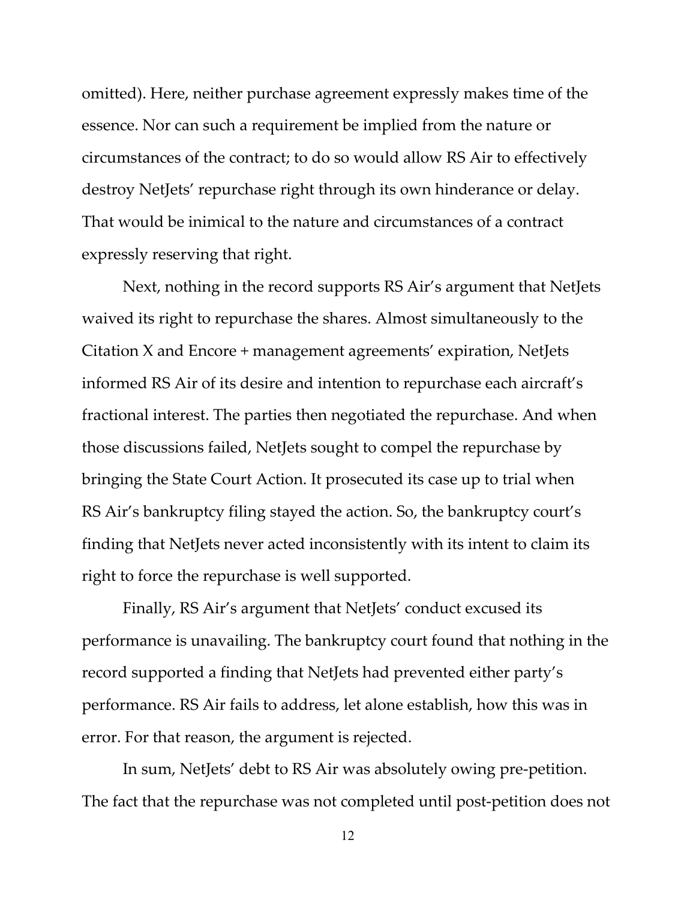omitted). Here, neither purchase agreement expressly makes time of the essence. Nor can such a requirement be implied from the nature or circumstances of the contract; to do so would allow RS Air to effectively destroy NetJets' repurchase right through its own hinderance or delay. That would be inimical to the nature and circumstances of a contract expressly reserving that right.

Next, nothing in the record supports RS Air's argument that NetJets waived its right to repurchase the shares. Almost simultaneously to the Citation X and Encore + management agreements' expiration, NetJets informed RS Air of its desire and intention to repurchase each aircraft's fractional interest. The parties then negotiated the repurchase. And when those discussions failed, NetJets sought to compel the repurchase by bringing the State Court Action. It prosecuted its case up to trial when RS Air's bankruptcy filing stayed the action. So, the bankruptcy court's finding that NetJets never acted inconsistently with its intent to claim its right to force the repurchase is well supported.

Finally, RS Air's argument that NetJets' conduct excused its performance is unavailing. The bankruptcy court found that nothing in the record supported a finding that NetJets had prevented either party's performance. RS Air fails to address, let alone establish, how this was in error. For that reason, the argument is rejected.

In sum, NetJets' debt to RS Air was absolutely owing pre-petition. The fact that the repurchase was not completed until post-petition does not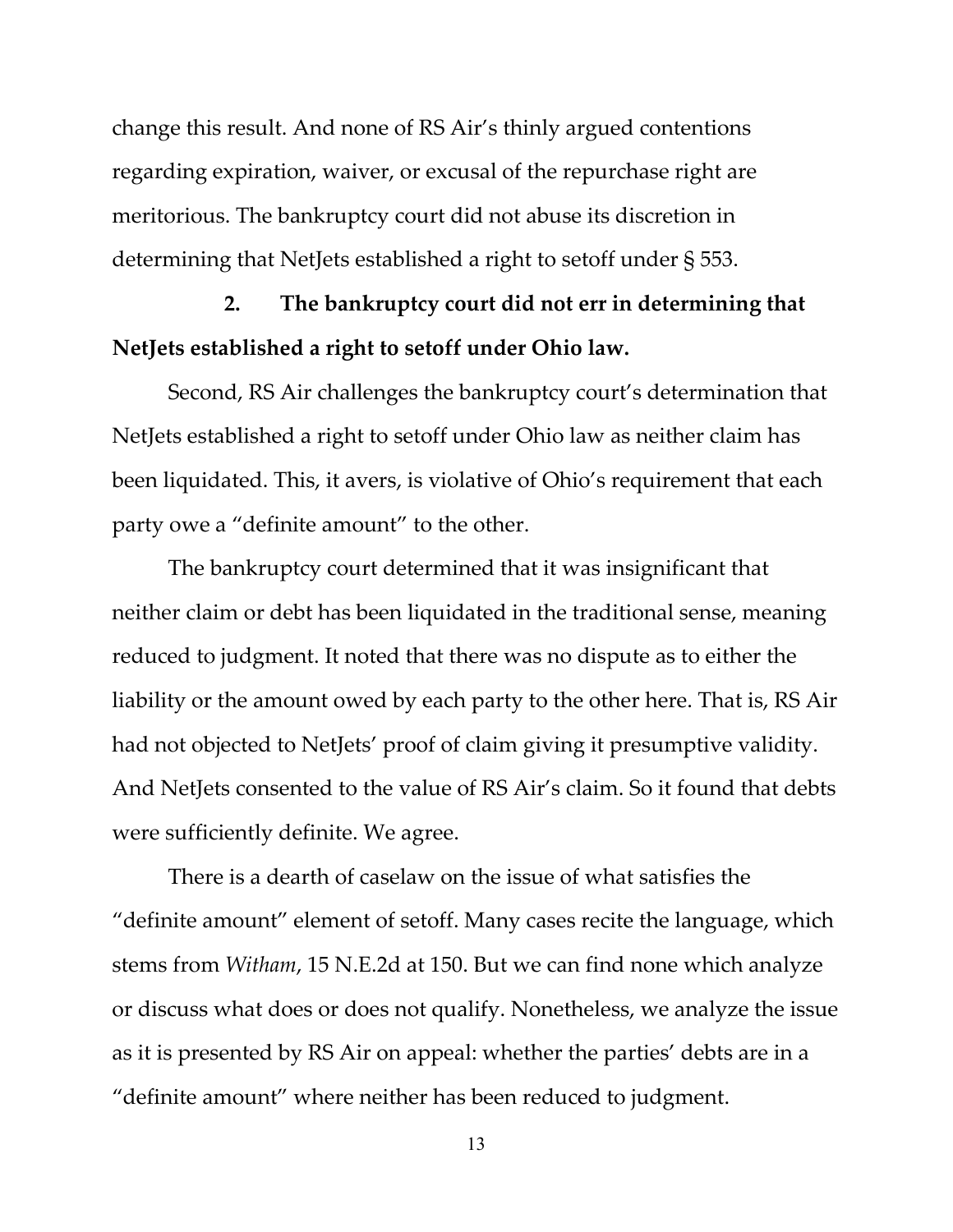change this result. And none of RS Air's thinly argued contentions regarding expiration, waiver, or excusal of the repurchase right are meritorious. The bankruptcy court did not abuse its discretion in determining that NetJets established a right to setoff under § 553.

**2. The bankruptcy court did not err in determining that NetJets established a right to setoff under Ohio law.**

Second, RS Air challenges the bankruptcy court's determination that NetJets established a right to setoff under Ohio law as neither claim has been liquidated. This, it avers, is violative of Ohio's requirement that each party owe a "definite amount" to the other.

The bankruptcy court determined that it was insignificant that neither claim or debt has been liquidated in the traditional sense, meaning reduced to judgment. It noted that there was no dispute as to either the liability or the amount owed by each party to the other here. That is, RS Air had not objected to NetJets' proof of claim giving it presumptive validity. And NetJets consented to the value of RS Air's claim. So it found that debts were sufficiently definite. We agree.

There is a dearth of caselaw on the issue of what satisfies the "definite amount" element of setoff. Many cases recite the language, which stems from *Witham*, 15 N.E.2d at 150. But we can find none which analyze or discuss what does or does not qualify. Nonetheless, we analyze the issue as it is presented by RS Air on appeal: whether the parties' debts are in a "definite amount" where neither has been reduced to judgment.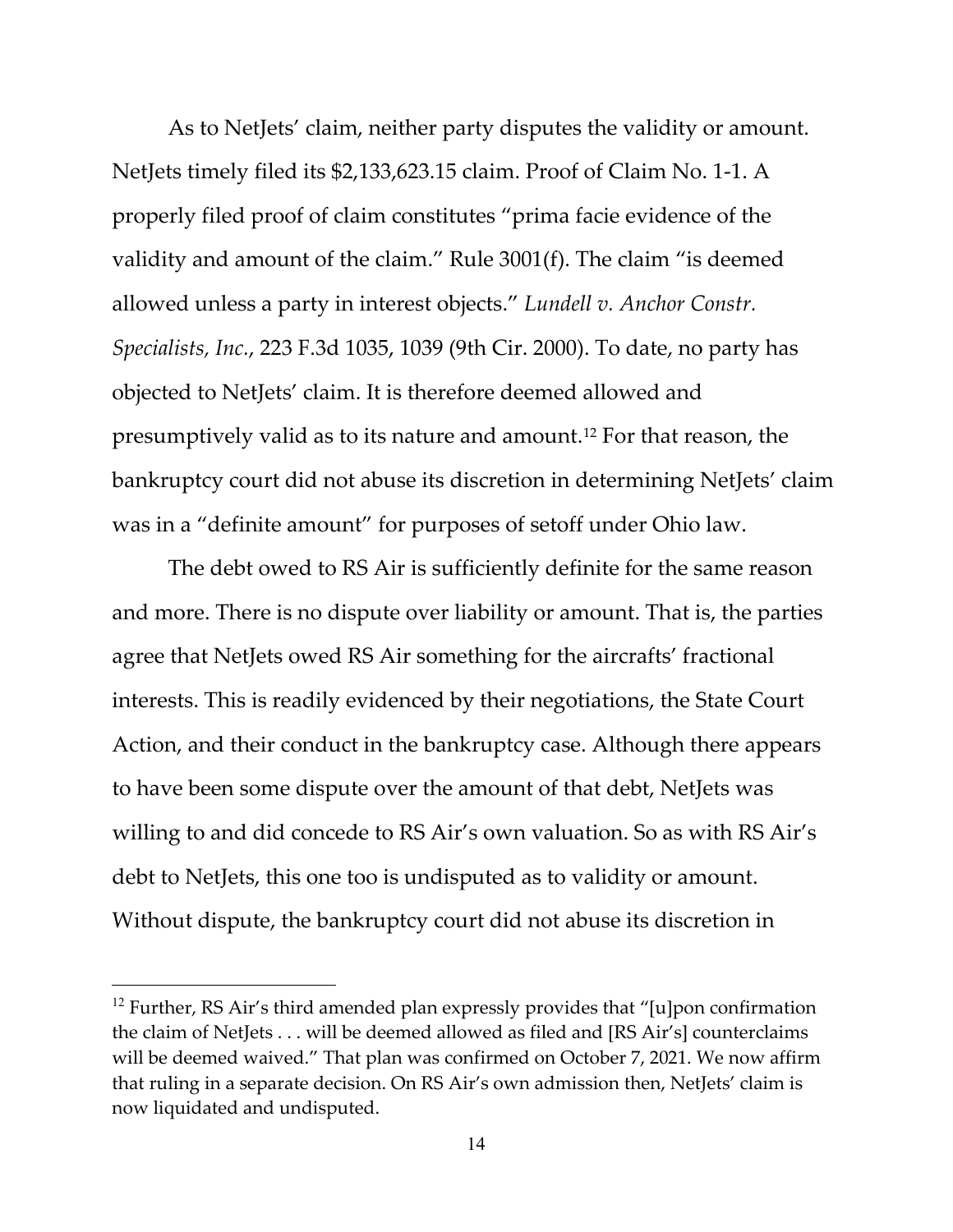As to NetJets' claim, neither party disputes the validity or amount. NetJets timely filed its $2,133,623.15 claim. Proof of Claim No. 1-1. A properly filed proof of claim constitutes "prima facie evidence of the validity and amount of the claim." Rule 3001(f). The claim "is deemed allowed unless a party in interest objects." *Lundell v. Anchor Constr. Specialists, Inc.*, 223 F.3d 1035, 1039 (9th Cir. 2000). To date, no party has objected to NetJets' claim. It is therefore deemed allowed and presumptively valid as to its nature and amount.[12] For that reason, the bankruptcy court did not abuse its discretion in determining NetJets' claim was in a "definite amount" for purposes of setoff under Ohio law.

The debt owed to RS Air is sufficiently definite for the same reason and more. There is no dispute over liability or amount. That is, the parties agree that NetJets owed RS Air something for the aircrafts' fractional interests. This is readily evidenced by their negotiations, the State Court Action, and their conduct in the bankruptcy case. Although there appears to have been some dispute over the amount of that debt, NetJets was willing to and did concede to RS Air's own valuation. So as with RS Air's debt to NetJets, this one too is undisputed as to validity or amount. Without dispute, the bankruptcy court did not abuse its discretion in

---

[12] Further, RS Air's third amended plan expressly provides that "[u]pon confirmation the claim of NetJets . . . will be deemed allowed as filed and [RS Air's] counterclaims will be deemed waived." That plan was confirmed on October 7, 2021. We now affirm that ruling in a separate decision. On RS Air's own admission then, NetJets' claim is now liquidated and undisputed.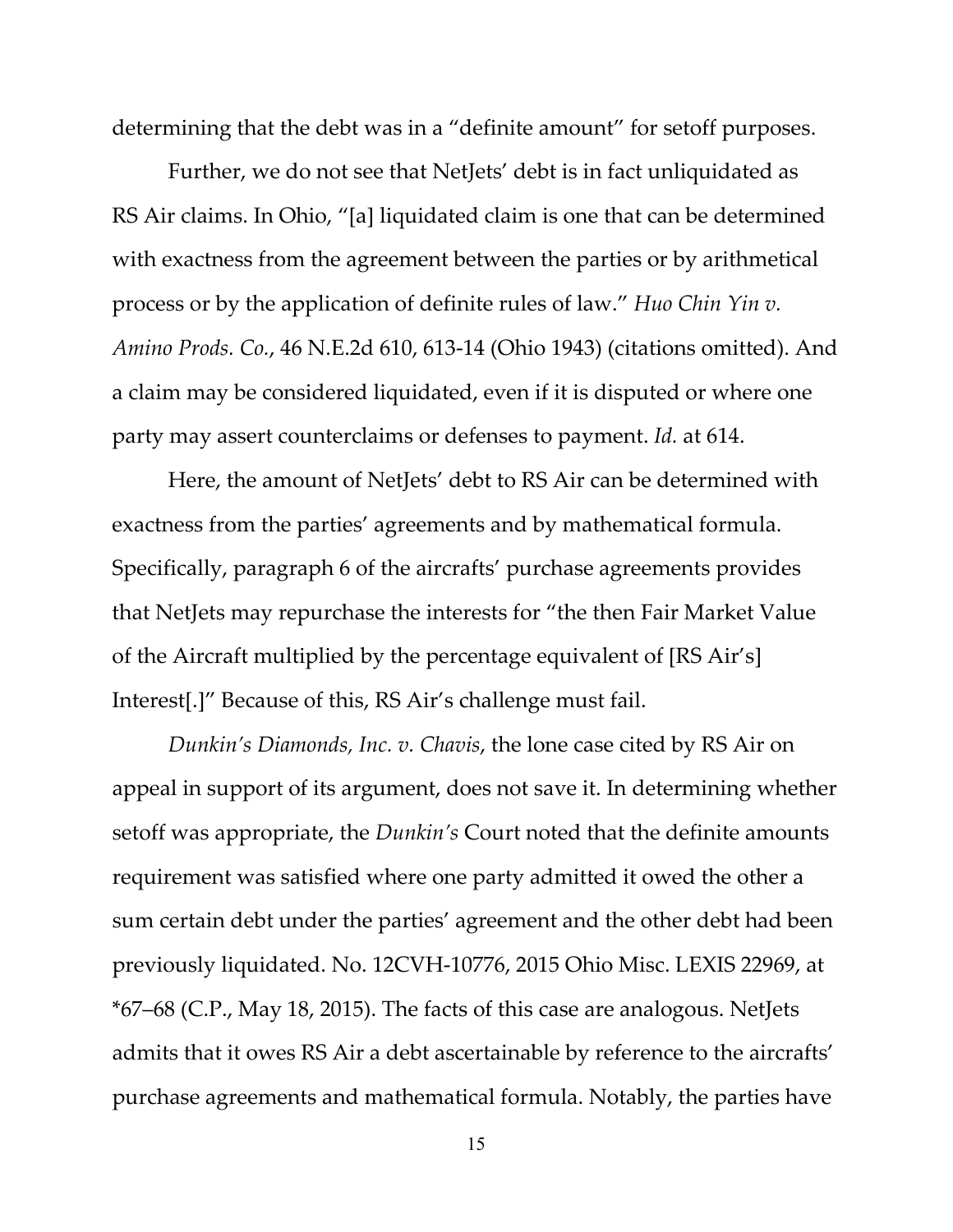determining that the debt was in a "definite amount" for setoff purposes.

Further, we do not see that NetJets' debt is in fact unliquidated as RS Air claims. In Ohio, "[a] liquidated claim is one that can be determined with exactness from the agreement between the parties or by arithmetical process or by the application of definite rules of law." *Huo Chin Yin v. Amino Prods. Co.*, 46 N.E.2d 610, 613-14 (Ohio 1943) (citations omitted). And a claim may be considered liquidated, even if it is disputed or where one party may assert counterclaims or defenses to payment. *Id.* at 614.

Here, the amount of NetJets' debt to RS Air can be determined with exactness from the parties' agreements and by mathematical formula. Specifically, paragraph 6 of the aircrafts' purchase agreements provides that NetJets may repurchase the interests for "the then Fair Market Value of the Aircraft multiplied by the percentage equivalent of [RS Air's] Interest[.]" Because of this, RS Air's challenge must fail.

*Dunkin's Diamonds, Inc. v. Chavis*, the lone case cited by RS Air on appeal in support of its argument, does not save it. In determining whether setoff was appropriate, the *Dunkin's* Court noted that the definite amounts requirement was satisfied where one party admitted it owed the other a sum certain debt under the parties' agreement and the other debt had been previously liquidated. No. 12CVH-10776, 2015 Ohio Misc. LEXIS 22969, at *67–68 (C.P., May 18, 2015). The facts of this case are analogous. NetJets admits that it owes RS Air a debt ascertainable by reference to the aircrafts' purchase agreements and mathematical formula. Notably, the parties have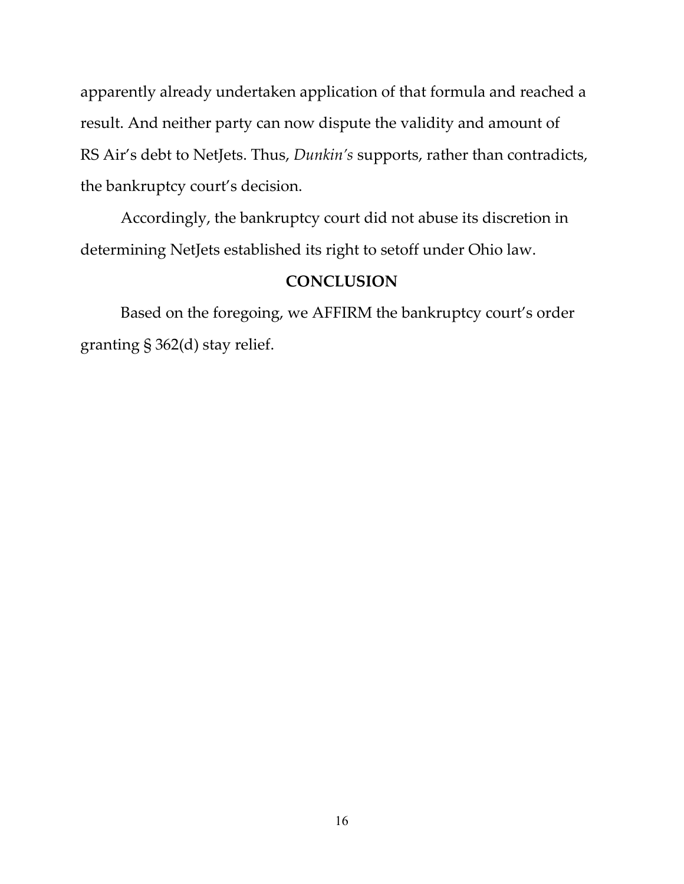apparently already undertaken application of that formula and reached a result. And neither party can now dispute the validity and amount of RS Air's debt to NetJets. Thus, *Dunkin's* supports, rather than contradicts, the bankruptcy court's decision.

Accordingly, the bankruptcy court did not abuse its discretion in determining NetJets established its right to setoff under Ohio law.

## CONCLUSION

Based on the foregoing, we AFFIRM the bankruptcy court's order granting § 362(d) stay relief.